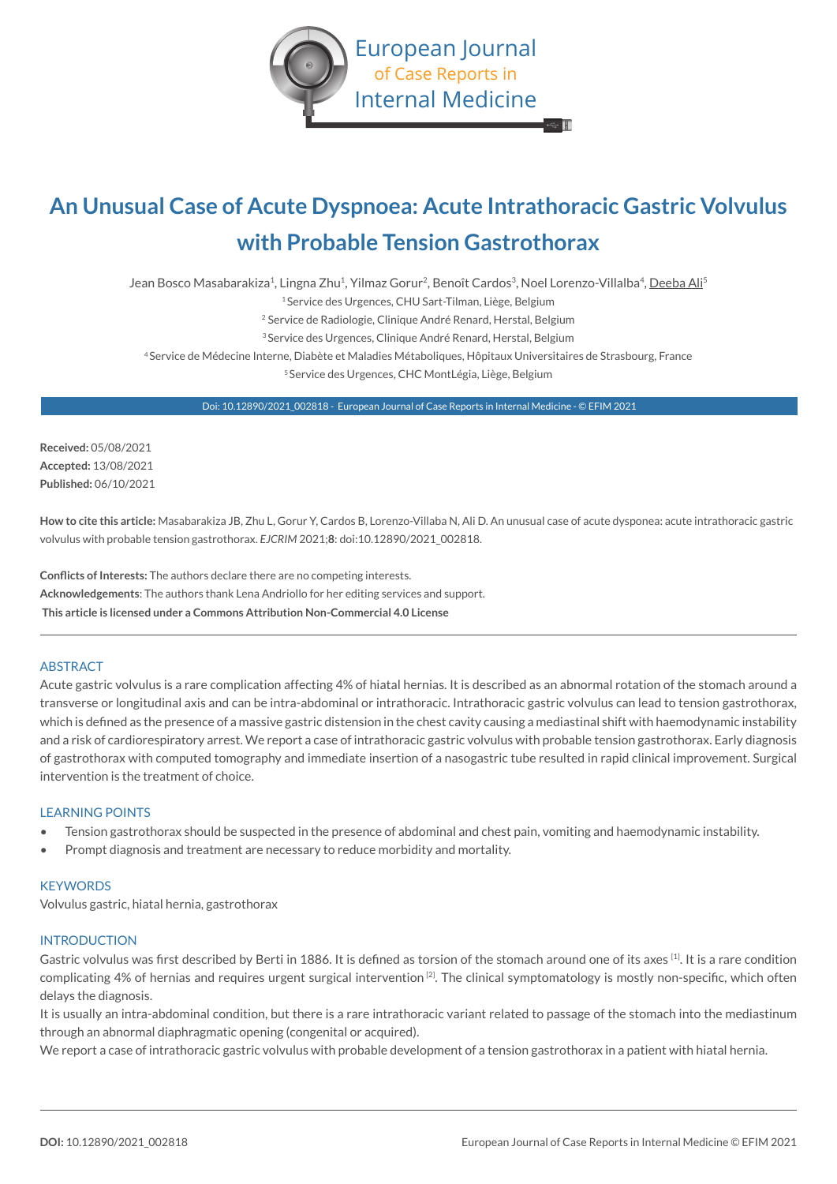# An Unusual Case of Acute Dyspnoea: Acute Intrathoracic Gastric Volvulus with Probable Tension Gastrothorax

Jean Bosco Masabarakiza[1], Lingna Zhu[1], Yilmaz Gorur[2], Benoît Cardos[3], Noel Lorenzo-Villalba[4], Deeba Ali[5]

[1] Service des Urgences, CHU Sart-Tilman, Liège, Belgium

[2] Service de Radiologie, Clinique André Renard, Herstal, Belgium

[3] Service des Urgences, Clinique André Renard, Herstal, Belgium

[4] Service de Médecine Interne, Diabète et Maladies Métaboliques, Hôpitaux Universitaires de Strasbourg, France

[5] Service des Urgences, CHC MontLégia, Liège, Belgium

Doi: 10.12890/2021_002818 - European Journal of Case Reports in Internal Medicine - © EFIM 2021

**Received:** 05/08/2021
**Accepted:** 13/08/2021
**Published:** 06/10/2021

**How to cite this article:** Masabarakiza JB, Zhu L, Gorur Y, Cardos B, Lorenzo-Villaba N, Ali D. An unusual case of acute dysponea: acute intrathoracic gastric volvulus with probable tension gastrothorax. *EJCRIM* 2021;**8**: doi:10.12890/2021_002818.

**Conflicts of Interests:** The authors declare there are no competing interests.
**Acknowledgements**: The authors thank Lena Andriollo for her editing services and support.
**This article is licensed under a Commons Attribution Non-Commercial 4.0 License**

---

## ABSTRACT

Acute gastric volvulus is a rare complication affecting 4% of hiatal hernias. It is described as an abnormal rotation of the stomach around a transverse or longitudinal axis and can be intra-abdominal or intrathoracic. Intrathoracic gastric volvulus can lead to tension gastrothorax, which is defined as the presence of a massive gastric distension in the chest cavity causing a mediastinal shift with haemodynamic instability and a risk of cardiorespiratory arrest. We report a case of intrathoracic gastric volvulus with probable tension gastrothorax. Early diagnosis of gastrothorax with computed tomography and immediate insertion of a nasogastric tube resulted in rapid clinical improvement. Surgical intervention is the treatment of choice.

## LEARNING POINTS

- Tension gastrothorax should be suspected in the presence of abdominal and chest pain, vomiting and haemodynamic instability.
- Prompt diagnosis and treatment are necessary to reduce morbidity and mortality.

## KEYWORDS

Volvulus gastric, hiatal hernia, gastrothorax

## INTRODUCTION

Gastric volvulus was first described by Berti in 1886. It is defined as torsion of the stomach around one of its axes [1]. It is a rare condition complicating 4% of hernias and requires urgent surgical intervention [2]. The clinical symptomatology is mostly non-specific, which often delays the diagnosis.

It is usually an intra-abdominal condition, but there is a rare intrathoracic variant related to passage of the stomach into the mediastinum through an abnormal diaphragmatic opening (congenital or acquired).

We report a case of intrathoracic gastric volvulus with probable development of a tension gastrothorax in a patient with hiatal hernia.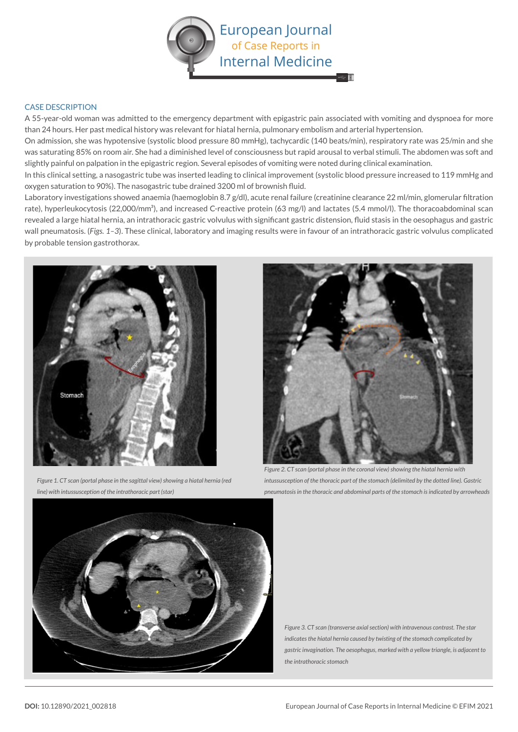## CASE DESCRIPTION

A 55-year-old woman was admitted to the emergency department with epigastric pain associated with vomiting and dyspnoea for more than 24 hours. Her past medical history was relevant for hiatal hernia, pulmonary embolism and arterial hypertension.

On admission, she was hypotensive (systolic blood pressure 80 mmHg), tachycardic (140 beats/min), respiratory rate was 25/min and she was saturating 85% on room air. She had a diminished level of consciousness but rapid arousal to verbal stimuli. The abdomen was soft and slightly painful on palpation in the epigastric region. Several episodes of vomiting were noted during clinical examination.

In this clinical setting, a nasogastric tube was inserted leading to clinical improvement (systolic blood pressure increased to 119 mmHg and oxygen saturation to 90%). The nasogastric tube drained 3200 ml of brownish fluid.

Laboratory investigations showed anaemia (haemoglobin 8.7 g/dl), acute renal failure (creatinine clearance 22 ml/min, glomerular filtration rate), hyperleukocytosis (22,000/mm$^3$), and increased C-reactive protein (63 mg/l) and lactates (5.4 mmol/l). The thoracoabdominal scan revealed a large hiatal hernia, an intrathoracic gastric volvulus with significant gastric distension, fluid stasis in the oesophagus and gastric wall pneumatosis. (*Figs. 1–3*). These clinical, laboratory and imaging results were in favour of an intrathoracic gastric volvulus complicated by probable tension gastrothorax.

*Figure 1. CT scan (portal phase in the sagittal view) showing a hiatal hernia (red line) with intussusception of the intrathoracic part (star)*

*Figure 2. CT scan (portal phase in the coronal view) showing the hiatal hernia with intussusception of the thoracic part of the stomach (delimited by the dotted line). Gastric pneumatosis in the thoracic and abdominal parts of the stomach is indicated by arrowheads*

*Figure 3. CT scan (transverse axial section) with intravenous contrast. The star indicates the hiatal hernia caused by twisting of the stomach complicated by gastric invagination. The oesophagus, marked with a yellow triangle, is adjacent to the intrathoracic stomach*

**DOI:** 10.12890/2021_002818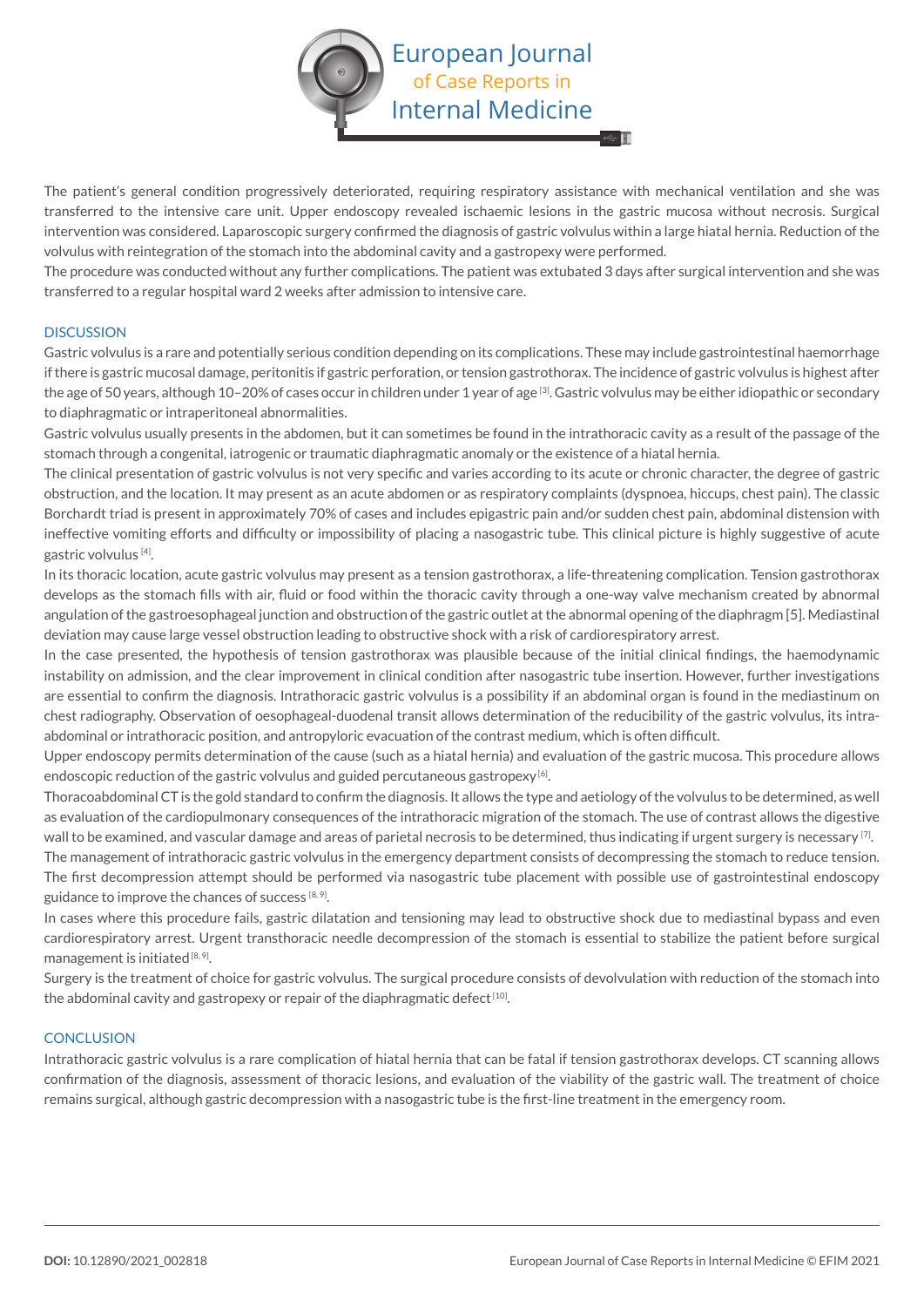The patient's general condition progressively deteriorated, requiring respiratory assistance with mechanical ventilation and she was transferred to the intensive care unit. Upper endoscopy revealed ischaemic lesions in the gastric mucosa without necrosis. Surgical intervention was considered. Laparoscopic surgery confirmed the diagnosis of gastric volvulus within a large hiatal hernia. Reduction of the volvulus with reintegration of the stomach into the abdominal cavity and a gastropexy were performed.

The procedure was conducted without any further complications. The patient was extubated 3 days after surgical intervention and she was transferred to a regular hospital ward 2 weeks after admission to intensive care.

## DISCUSSION

Gastric volvulus is a rare and potentially serious condition depending on its complications. These may include gastrointestinal haemorrhage if there is gastric mucosal damage, peritonitis if gastric perforation, or tension gastrothorax. The incidence of gastric volvulus is highest after the age of 50 years, although 10–20% of cases occur in children under 1 year of age [3]. Gastric volvulus may be either idiopathic or secondary to diaphragmatic or intraperitoneal abnormalities.

Gastric volvulus usually presents in the abdomen, but it can sometimes be found in the intrathoracic cavity as a result of the passage of the stomach through a congenital, iatrogenic or traumatic diaphragmatic anomaly or the existence of a hiatal hernia.

The clinical presentation of gastric volvulus is not very specific and varies according to its acute or chronic character, the degree of gastric obstruction, and the location. It may present as an acute abdomen or as respiratory complaints (dyspnoea, hiccups, chest pain). The classic Borchardt triad is present in approximately 70% of cases and includes epigastric pain and/or sudden chest pain, abdominal distension with ineffective vomiting efforts and difficulty or impossibility of placing a nasogastric tube. This clinical picture is highly suggestive of acute gastric volvulus [4].

In its thoracic location, acute gastric volvulus may present as a tension gastrothorax, a life-threatening complication. Tension gastrothorax develops as the stomach fills with air, fluid or food within the thoracic cavity through a one-way valve mechanism created by abnormal angulation of the gastroesophageal junction and obstruction of the gastric outlet at the abnormal opening of the diaphragm [5]. Mediastinal deviation may cause large vessel obstruction leading to obstructive shock with a risk of cardiorespiratory arrest.

In the case presented, the hypothesis of tension gastrothorax was plausible because of the initial clinical findings, the haemodynamic instability on admission, and the clear improvement in clinical condition after nasogastric tube insertion. However, further investigations are essential to confirm the diagnosis. Intrathoracic gastric volvulus is a possibility if an abdominal organ is found in the mediastinum on chest radiography. Observation of oesophageal-duodenal transit allows determination of the reducibility of the gastric volvulus, its intra-abdominal or intrathoracic position, and antropyloric evacuation of the contrast medium, which is often difficult.

Upper endoscopy permits determination of the cause (such as a hiatal hernia) and evaluation of the gastric mucosa. This procedure allows endoscopic reduction of the gastric volvulus and guided percutaneous gastropexy [6].

Thoracoabdominal CT is the gold standard to confirm the diagnosis. It allows the type and aetiology of the volvulus to be determined, as well as evaluation of the cardiopulmonary consequences of the intrathoracic migration of the stomach. The use of contrast allows the digestive wall to be examined, and vascular damage and areas of parietal necrosis to be determined, thus indicating if urgent surgery is necessary [7].

The management of intrathoracic gastric volvulus in the emergency department consists of decompressing the stomach to reduce tension. The first decompression attempt should be performed via nasogastric tube placement with possible use of gastrointestinal endoscopy guidance to improve the chances of success [8, 9].

In cases where this procedure fails, gastric dilatation and tensioning may lead to obstructive shock due to mediastinal bypass and even cardiorespiratory arrest. Urgent transthoracic needle decompression of the stomach is essential to stabilize the patient before surgical management is initiated [8, 9].

Surgery is the treatment of choice for gastric volvulus. The surgical procedure consists of devolvulation with reduction of the stomach into the abdominal cavity and gastropexy or repair of the diaphragmatic defect [10].

## CONCLUSION

Intrathoracic gastric volvulus is a rare complication of hiatal hernia that can be fatal if tension gastrothorax develops. CT scanning allows confirmation of the diagnosis, assessment of thoracic lesions, and evaluation of the viability of the gastric wall. The treatment of choice remains surgical, although gastric decompression with a nasogastric tube is the first-line treatment in the emergency room.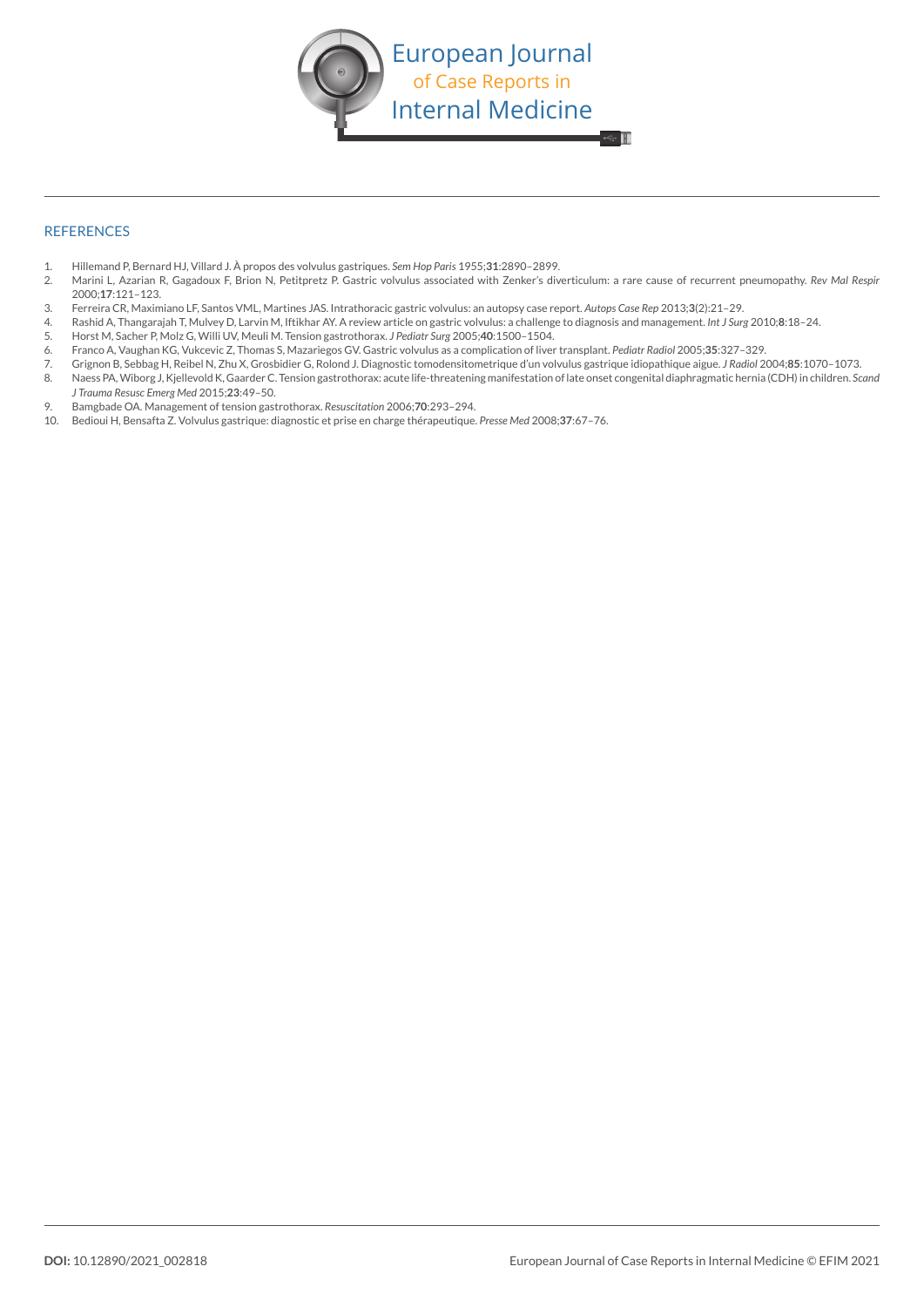## REFERENCES

1. Hillemand P, Bernard HJ, Villard J. À propos des volvulus gastriques. *Sem Hop Paris* 1955;**31**:2890–2899.
2. Marini L, Azarian R, Gagadoux F, Brion N, Petitpretz P. Gastric volvulus associated with Zenker's diverticulum: a rare cause of recurrent pneumopathy. *Rev Mal Respir* 2000;**17**:121–123.
3. Ferreira CR, Maximiano LF, Santos VML, Martines JAS. Intrathoracic gastric volvulus: an autopsy case report. *Autops Case Rep* 2013;**3**(2):21–29.
4. Rashid A, Thangarajah T, Mulvey D, Larvin M, Iftikhar AY. A review article on gastric volvulus: a challenge to diagnosis and management. *Int J Surg* 2010;**8**:18–24.
5. Horst M, Sacher P, Molz G, Willi UV, Meuli M. Tension gastrothorax. *J Pediatr Surg* 2005;**40**:1500–1504.
6. Franco A, Vaughan KG, Vukcevic Z, Thomas S, Mazariegos GV. Gastric volvulus as a complication of liver transplant. *Pediatr Radiol* 2005;**35**:327–329.
7. Grignon B, Sebbag H, Reibel N, Zhu X, Grosbidier G, Rolond J. Diagnostic tomodensitometrique d'un volvulus gastrique idiopathique aigue. *J Radiol* 2004;**85**:1070–1073.
8. Naess PA, Wiborg J, Kjellevold K, Gaarder C. Tension gastrothorax: acute life-threatening manifestation of late onset congenital diaphragmatic hernia (CDH) in children. *Scand J Trauma Resusc Emerg Med* 2015;**23**:49–50.
9. Bamgbade OA. Management of tension gastrothorax. *Resuscitation* 2006;**70**:293–294.
10. Bedioui H, Bensafta Z. Volvulus gastrique: diagnostic et prise en charge thérapeutique. *Presse Med* 2008;**37**:67–76.